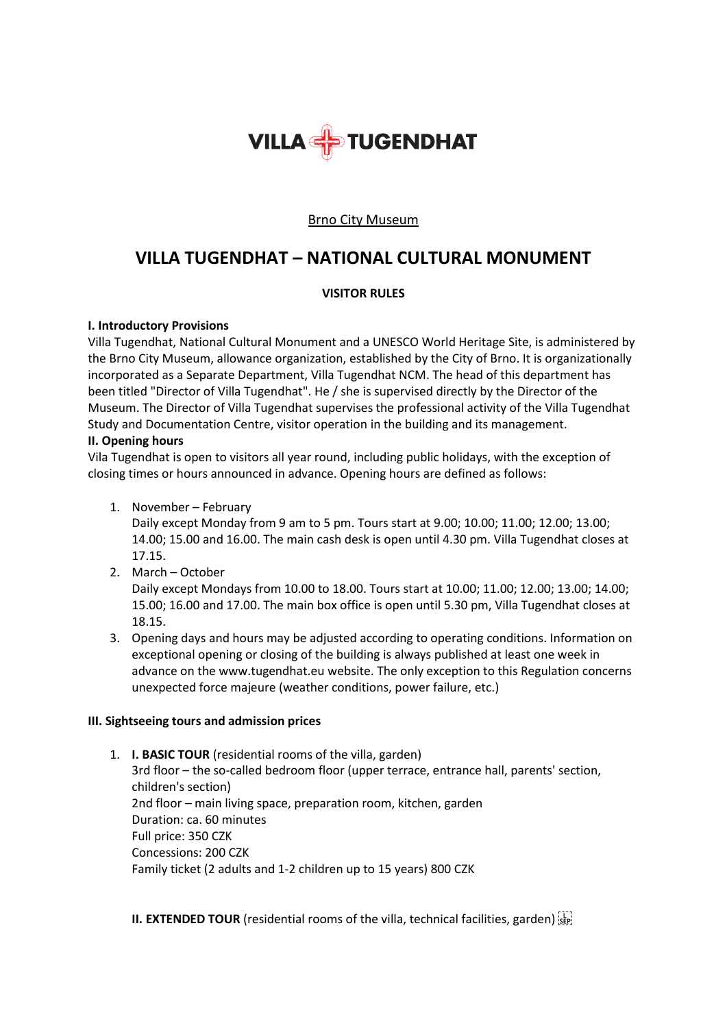VILLA TUGENDHAT

Brno City Museum

# VILLA TUGENDHAT – NATIONAL CULTURAL MONUMENT

### VISITOR RULES

**I. Introductory Provisions**

Villa Tugendhat, National Cultural Monument and a UNESCO World Heritage Site, is administered by the Brno City Museum, allowance organization, established by the City of Brno. It is organizationally incorporated as a Separate Department, Villa Tugendhat NCM. The head of this department has been titled "Director of Villa Tugendhat". He / she is supervised directly by the Director of the Museum. The Director of Villa Tugendhat supervises the professional activity of the Villa Tugendhat Study and Documentation Centre, visitor operation in the building and its management.

**II. Opening hours**

Vila Tugendhat is open to visitors all year round, including public holidays, with the exception of closing times or hours announced in advance. Opening hours are defined as follows:

1. November – February
   Daily except Monday from 9 am to 5 pm. Tours start at 9.00; 10.00; 11.00; 12.00; 13.00; 14.00; 15.00 and 16.00. The main cash desk is open until 4.30 pm. Villa Tugendhat closes at 17.15.
2. March – October
   Daily except Mondays from 10.00 to 18.00. Tours start at 10.00; 11.00; 12.00; 13.00; 14.00; 15.00; 16.00 and 17.00. The main box office is open until 5.30 pm, Villa Tugendhat closes at 18.15.
3. Opening days and hours may be adjusted according to operating conditions. Information on exceptional opening or closing of the building is always published at least one week in advance on the www.tugendhat.eu website. The only exception to this Regulation concerns unexpected force majeure (weather conditions, power failure, etc.)

**III. Sightseeing tours and admission prices**

1. **I. BASIC TOUR** (residential rooms of the villa, garden)
   3rd floor – the so-called bedroom floor (upper terrace, entrance hall, parents' section, children's section)
   2nd floor – main living space, preparation room, kitchen, garden
   Duration: ca. 60 minutes
   Full price: 350 CZK
   Concessions: 200 CZK
   Family ticket (2 adults and 1-2 children up to 15 years) 800 CZK

   **II. EXTENDED TOUR** (residential rooms of the villa, technical facilities, garden)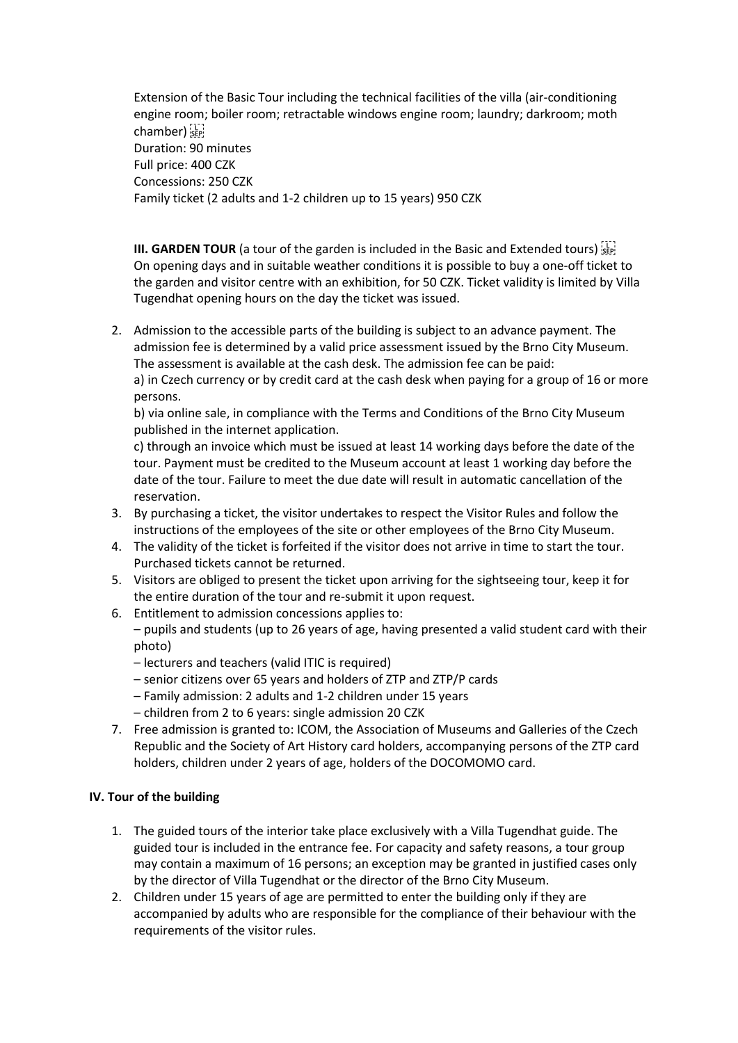Extension of the Basic Tour including the technical facilities of the villa (air-conditioning engine room; boiler room; retractable windows engine room; laundry; darkroom; moth chamber)
Duration: 90 minutes
Full price: 400 CZK
Concessions: 250 CZK
Family ticket (2 adults and 1-2 children up to 15 years) 950 CZK

**III. GARDEN TOUR** (a tour of the garden is included in the Basic and Extended tours)
On opening days and in suitable weather conditions it is possible to buy a one-off ticket to the garden and visitor centre with an exhibition, for 50 CZK. Ticket validity is limited by Villa Tugendhat opening hours on the day the ticket was issued.

2. Admission to the accessible parts of the building is subject to an advance payment. The admission fee is determined by a valid price assessment issued by the Brno City Museum. The assessment is available at the cash desk. The admission fee can be paid:
   a) in Czech currency or by credit card at the cash desk when paying for a group of 16 or more persons.
   b) via online sale, in compliance with the Terms and Conditions of the Brno City Museum published in the internet application.
   c) through an invoice which must be issued at least 14 working days before the date of the tour. Payment must be credited to the Museum account at least 1 working day before the date of the tour. Failure to meet the due date will result in automatic cancellation of the reservation.
3. By purchasing a ticket, the visitor undertakes to respect the Visitor Rules and follow the instructions of the employees of the site or other employees of the Brno City Museum.
4. The validity of the ticket is forfeited if the visitor does not arrive in time to start the tour. Purchased tickets cannot be returned.
5. Visitors are obliged to present the ticket upon arriving for the sightseeing tour, keep it for the entire duration of the tour and re-submit it upon request.
6. Entitlement to admission concessions applies to:
   – pupils and students (up to 26 years of age, having presented a valid student card with their photo)
   – lecturers and teachers (valid ITIC is required)
   – senior citizens over 65 years and holders of ZTP and ZTP/P cards
   – Family admission: 2 adults and 1-2 children under 15 years
   – children from 2 to 6 years: single admission 20 CZK
7. Free admission is granted to: ICOM, the Association of Museums and Galleries of the Czech Republic and the Society of Art History card holders, accompanying persons of the ZTP card holders, children under 2 years of age, holders of the DOCOMOMO card.

## IV. Tour of the building

1. The guided tours of the interior take place exclusively with a Villa Tugendhat guide. The guided tour is included in the entrance fee. For capacity and safety reasons, a tour group may contain a maximum of 16 persons; an exception may be granted in justified cases only by the director of Villa Tugendhat or the director of the Brno City Museum.
2. Children under 15 years of age are permitted to enter the building only if they are accompanied by adults who are responsible for the compliance of their behaviour with the requirements of the visitor rules.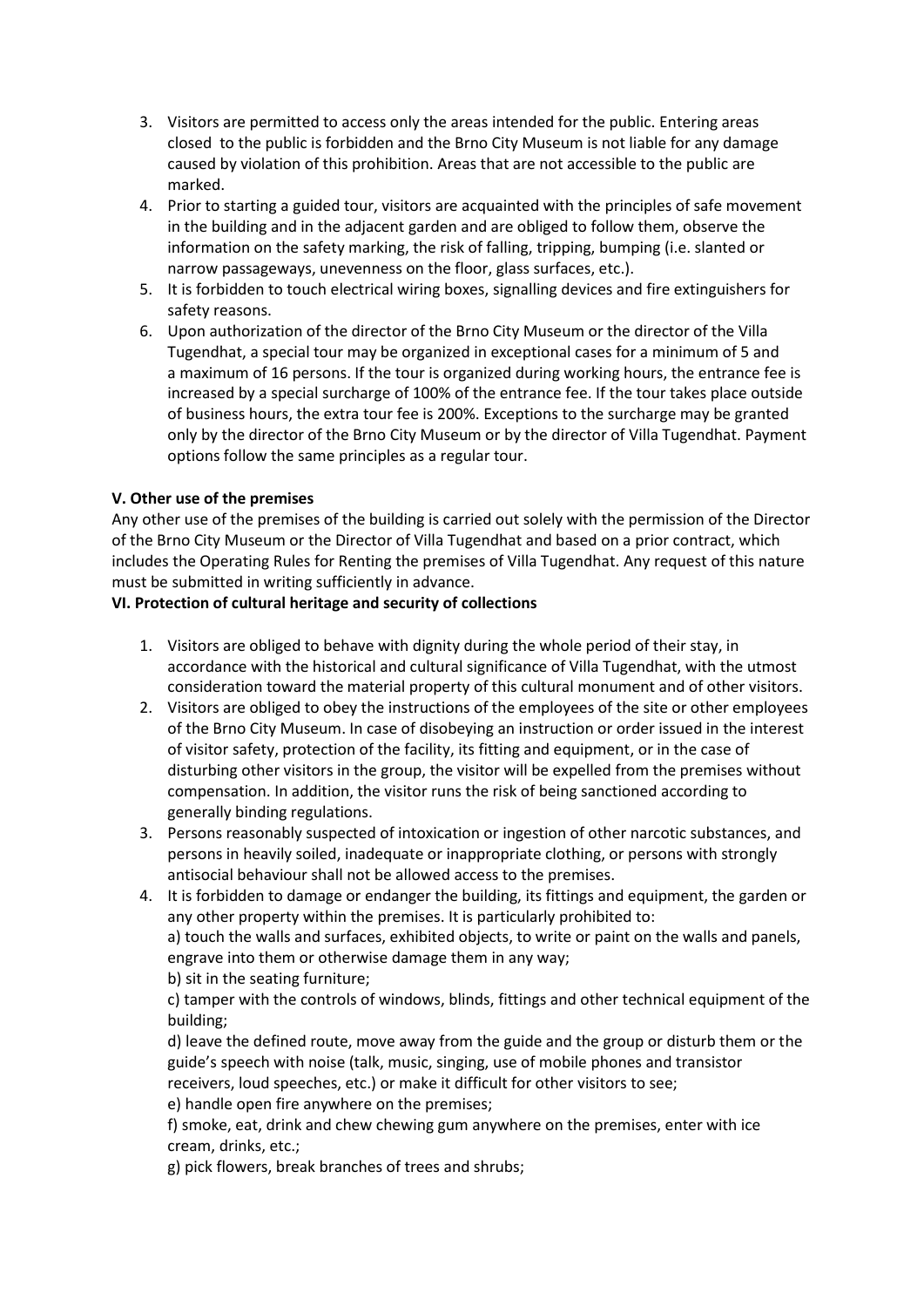3. Visitors are permitted to access only the areas intended for the public. Entering areas closed to the public is forbidden and the Brno City Museum is not liable for any damage caused by violation of this prohibition. Areas that are not accessible to the public are marked.
4. Prior to starting a guided tour, visitors are acquainted with the principles of safe movement in the building and in the adjacent garden and are obliged to follow them, observe the information on the safety marking, the risk of falling, tripping, bumping (i.e. slanted or narrow passageways, unevenness on the floor, glass surfaces, etc.).
5. It is forbidden to touch electrical wiring boxes, signalling devices and fire extinguishers for safety reasons.
6. Upon authorization of the director of the Brno City Museum or the director of the Villa Tugendhat, a special tour may be organized in exceptional cases for a minimum of 5 and a maximum of 16 persons. If the tour is organized during working hours, the entrance fee is increased by a special surcharge of 100% of the entrance fee. If the tour takes place outside of business hours, the extra tour fee is 200%. Exceptions to the surcharge may be granted only by the director of the Brno City Museum or by the director of Villa Tugendhat. Payment options follow the same principles as a regular tour.

**V. Other use of the premises**

Any other use of the premises of the building is carried out solely with the permission of the Director of the Brno City Museum or the Director of Villa Tugendhat and based on a prior contract, which includes the Operating Rules for Renting the premises of Villa Tugendhat. Any request of this nature must be submitted in writing sufficiently in advance.

**VI. Protection of cultural heritage and security of collections**

1. Visitors are obliged to behave with dignity during the whole period of their stay, in accordance with the historical and cultural significance of Villa Tugendhat, with the utmost consideration toward the material property of this cultural monument and of other visitors.
2. Visitors are obliged to obey the instructions of the employees of the site or other employees of the Brno City Museum. In case of disobeying an instruction or order issued in the interest of visitor safety, protection of the facility, its fitting and equipment, or in the case of disturbing other visitors in the group, the visitor will be expelled from the premises without compensation. In addition, the visitor runs the risk of being sanctioned according to generally binding regulations.
3. Persons reasonably suspected of intoxication or ingestion of other narcotic substances, and persons in heavily soiled, inadequate or inappropriate clothing, or persons with strongly antisocial behaviour shall not be allowed access to the premises.
4. It is forbidden to damage or endanger the building, its fittings and equipment, the garden or any other property within the premises. It is particularly prohibited to:

   a) touch the walls and surfaces, exhibited objects, to write or paint on the walls and panels, engrave into them or otherwise damage them in any way;

   b) sit in the seating furniture;

   c) tamper with the controls of windows, blinds, fittings and other technical equipment of the building;

   d) leave the defined route, move away from the guide and the group or disturb them or the guide's speech with noise (talk, music, singing, use of mobile phones and transistor receivers, loud speeches, etc.) or make it difficult for other visitors to see;

   e) handle open fire anywhere on the premises;

   f) smoke, eat, drink and chew chewing gum anywhere on the premises, enter with ice cream, drinks, etc.;

   g) pick flowers, break branches of trees and shrubs;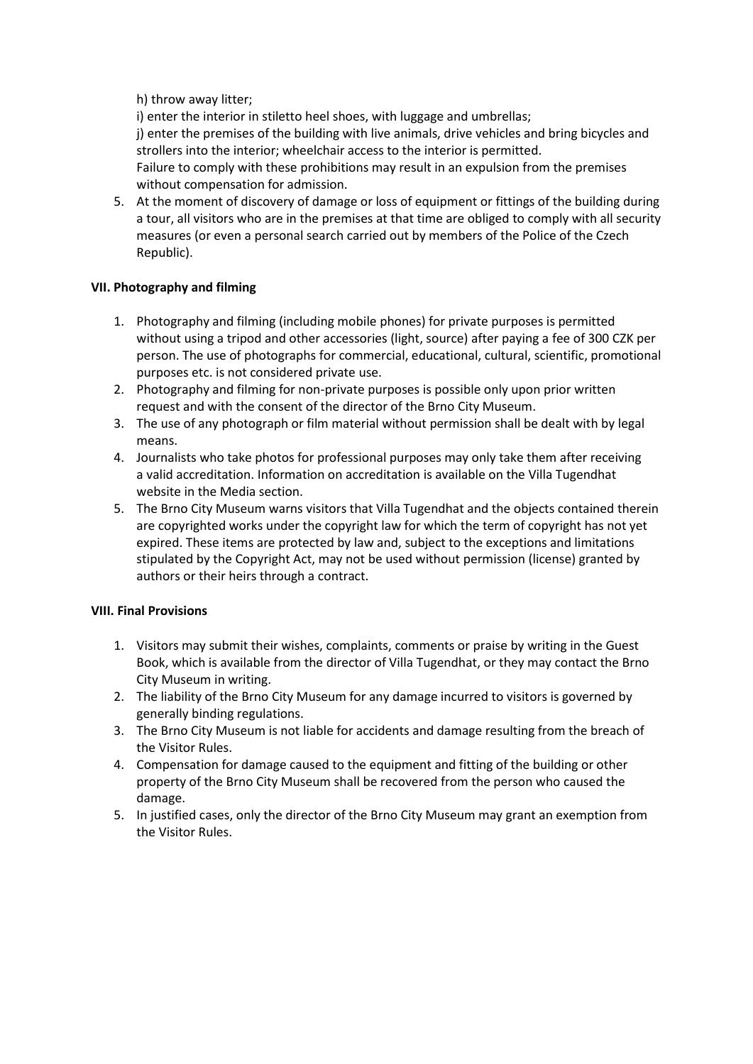h) throw away litter;

i) enter the interior in stiletto heel shoes, with luggage and umbrellas;

j) enter the premises of the building with live animals, drive vehicles and bring bicycles and strollers into the interior; wheelchair access to the interior is permitted.

Failure to comply with these prohibitions may result in an expulsion from the premises without compensation for admission.

5. At the moment of discovery of damage or loss of equipment or fittings of the building during a tour, all visitors who are in the premises at that time are obliged to comply with all security measures (or even a personal search carried out by members of the Police of the Czech Republic).

**VII. Photography and filming**

1. Photography and filming (including mobile phones) for private purposes is permitted without using a tripod and other accessories (light, source) after paying a fee of 300 CZK per person. The use of photographs for commercial, educational, cultural, scientific, promotional purposes etc. is not considered private use.
2. Photography and filming for non-private purposes is possible only upon prior written request and with the consent of the director of the Brno City Museum.
3. The use of any photograph or film material without permission shall be dealt with by legal means.
4. Journalists who take photos for professional purposes may only take them after receiving a valid accreditation. Information on accreditation is available on the Villa Tugendhat website in the Media section.
5. The Brno City Museum warns visitors that Villa Tugendhat and the objects contained therein are copyrighted works under the copyright law for which the term of copyright has not yet expired. These items are protected by law and, subject to the exceptions and limitations stipulated by the Copyright Act, may not be used without permission (license) granted by authors or their heirs through a contract.

**VIII. Final Provisions**

1. Visitors may submit their wishes, complaints, comments or praise by writing in the Guest Book, which is available from the director of Villa Tugendhat, or they may contact the Brno City Museum in writing.
2. The liability of the Brno City Museum for any damage incurred to visitors is governed by generally binding regulations.
3. The Brno City Museum is not liable for accidents and damage resulting from the breach of the Visitor Rules.
4. Compensation for damage caused to the equipment and fitting of the building or other property of the Brno City Museum shall be recovered from the person who caused the damage.
5. In justified cases, only the director of the Brno City Museum may grant an exemption from the Visitor Rules.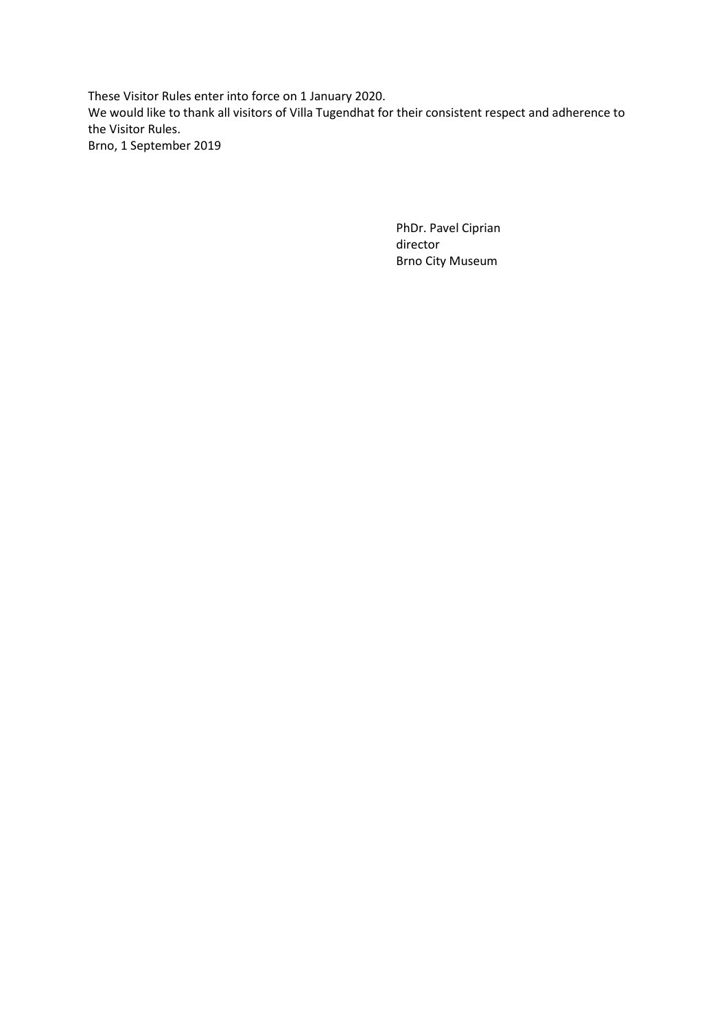These Visitor Rules enter into force on 1 January 2020.
We would like to thank all visitors of Villa Tugendhat for their consistent respect and adherence to the Visitor Rules.
Brno, 1 September 2019

PhDr. Pavel Ciprian
director
Brno City Museum